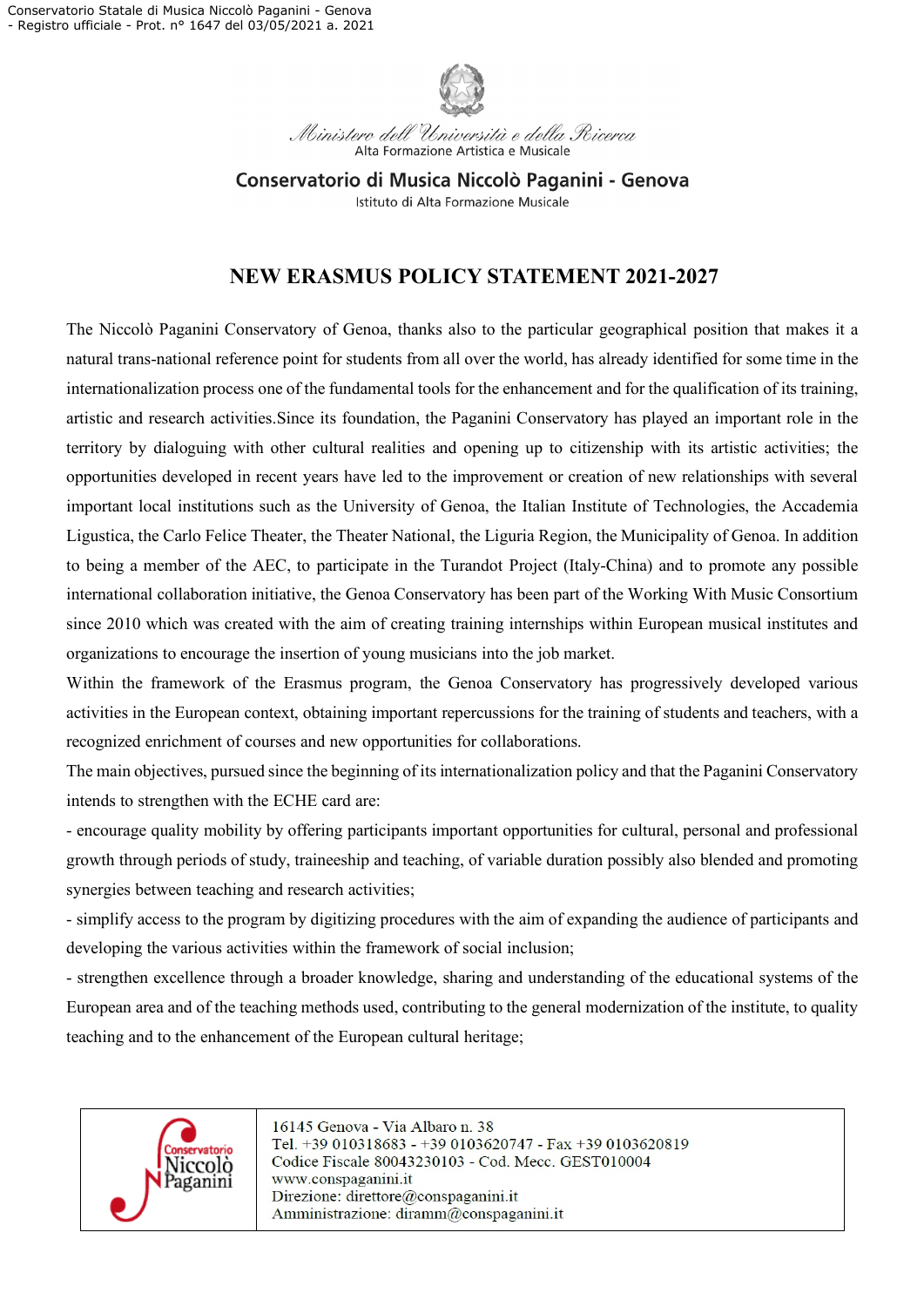Ministero dell'Università e della Ricerca
Alta Formazione Artistica e Musicale

**Conservatorio di Musica Niccolò Paganini - Genova**
Istituto di Alta Formazione Musicale

# NEW ERASMUS POLICY STATEMENT 2021-2027

The Niccolò Paganini Conservatory of Genoa, thanks also to the particular geographical position that makes it a natural trans-national reference point for students from all over the world, has already identified for some time in the internationalization process one of the fundamental tools for the enhancement and for the qualification of its training, artistic and research activities.Since its foundation, the Paganini Conservatory has played an important role in the territory by dialoguing with other cultural realities and opening up to citizenship with its artistic activities; the opportunities developed in recent years have led to the improvement or creation of new relationships with several important local institutions such as the University of Genoa, the Italian Institute of Technologies, the Accademia Ligustica, the Carlo Felice Theater, the Theater National, the Liguria Region, the Municipality of Genoa. In addition to being a member of the AEC, to participate in the Turandot Project (Italy-China) and to promote any possible international collaboration initiative, the Genoa Conservatory has been part of the Working With Music Consortium since 2010 which was created with the aim of creating training internships within European musical institutes and organizations to encourage the insertion of young musicians into the job market.

Within the framework of the Erasmus program, the Genoa Conservatory has progressively developed various activities in the European context, obtaining important repercussions for the training of students and teachers, with a recognized enrichment of courses and new opportunities for collaborations.

The main objectives, pursued since the beginning of its internationalization policy and that the Paganini Conservatory intends to strengthen with the ECHE card are:

- encourage quality mobility by offering participants important opportunities for cultural, personal and professional growth through periods of study, traineeship and teaching, of variable duration possibly also blended and promoting synergies between teaching and research activities;
- simplify access to the program by digitizing procedures with the aim of expanding the audience of participants and developing the various activities within the framework of social inclusion;
- strengthen excellence through a broader knowledge, sharing and understanding of the educational systems of the European area and of the teaching methods used, contributing to the general modernization of the institute, to quality teaching and to the enhancement of the European cultural heritage;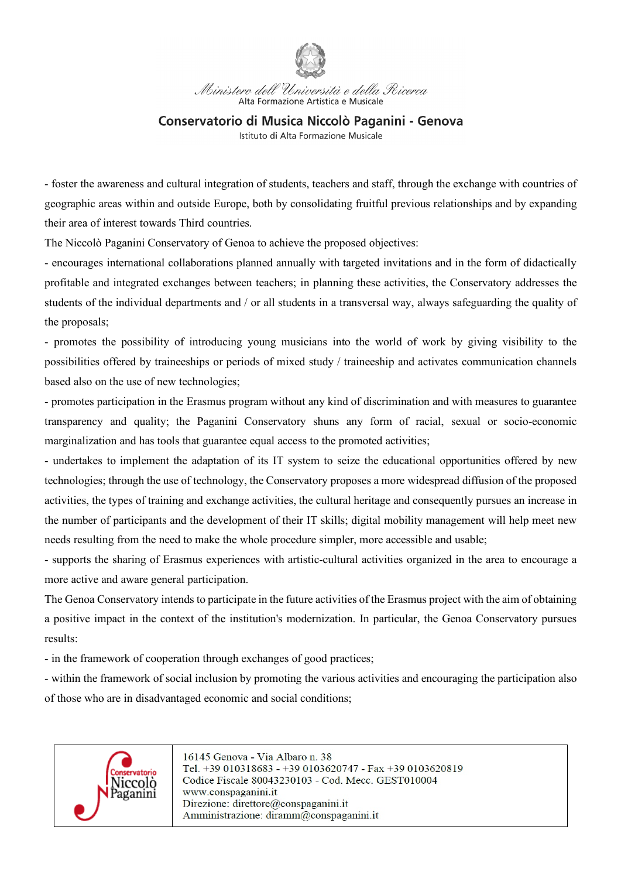- foster the awareness and cultural integration of students, teachers and staff, through the exchange with countries of geographic areas within and outside Europe, both by consolidating fruitful previous relationships and by expanding their area of interest towards Third countries.

The Niccolò Paganini Conservatory of Genoa to achieve the proposed objectives:

- encourages international collaborations planned annually with targeted invitations and in the form of didactically profitable and integrated exchanges between teachers; in planning these activities, the Conservatory addresses the students of the individual departments and / or all students in a transversal way, always safeguarding the quality of the proposals;
- promotes the possibility of introducing young musicians into the world of work by giving visibility to the possibilities offered by traineeships or periods of mixed study / traineeship and activates communication channels based also on the use of new technologies;
- promotes participation in the Erasmus program without any kind of discrimination and with measures to guarantee transparency and quality; the Paganini Conservatory shuns any form of racial, sexual or socio-economic marginalization and has tools that guarantee equal access to the promoted activities;
- undertakes to implement the adaptation of its IT system to seize the educational opportunities offered by new technologies; through the use of technology, the Conservatory proposes a more widespread diffusion of the proposed activities, the types of training and exchange activities, the cultural heritage and consequently pursues an increase in the number of participants and the development of their IT skills; digital mobility management will help meet new needs resulting from the need to make the whole procedure simpler, more accessible and usable;
- supports the sharing of Erasmus experiences with artistic-cultural activities organized in the area to encourage a more active and aware general participation.

The Genoa Conservatory intends to participate in the future activities of the Erasmus project with the aim of obtaining a positive impact in the context of the institution's modernization. In particular, the Genoa Conservatory pursues results:

- in the framework of cooperation through exchanges of good practices;
- within the framework of social inclusion by promoting the various activities and encouraging the participation also of those who are in disadvantaged economic and social conditions;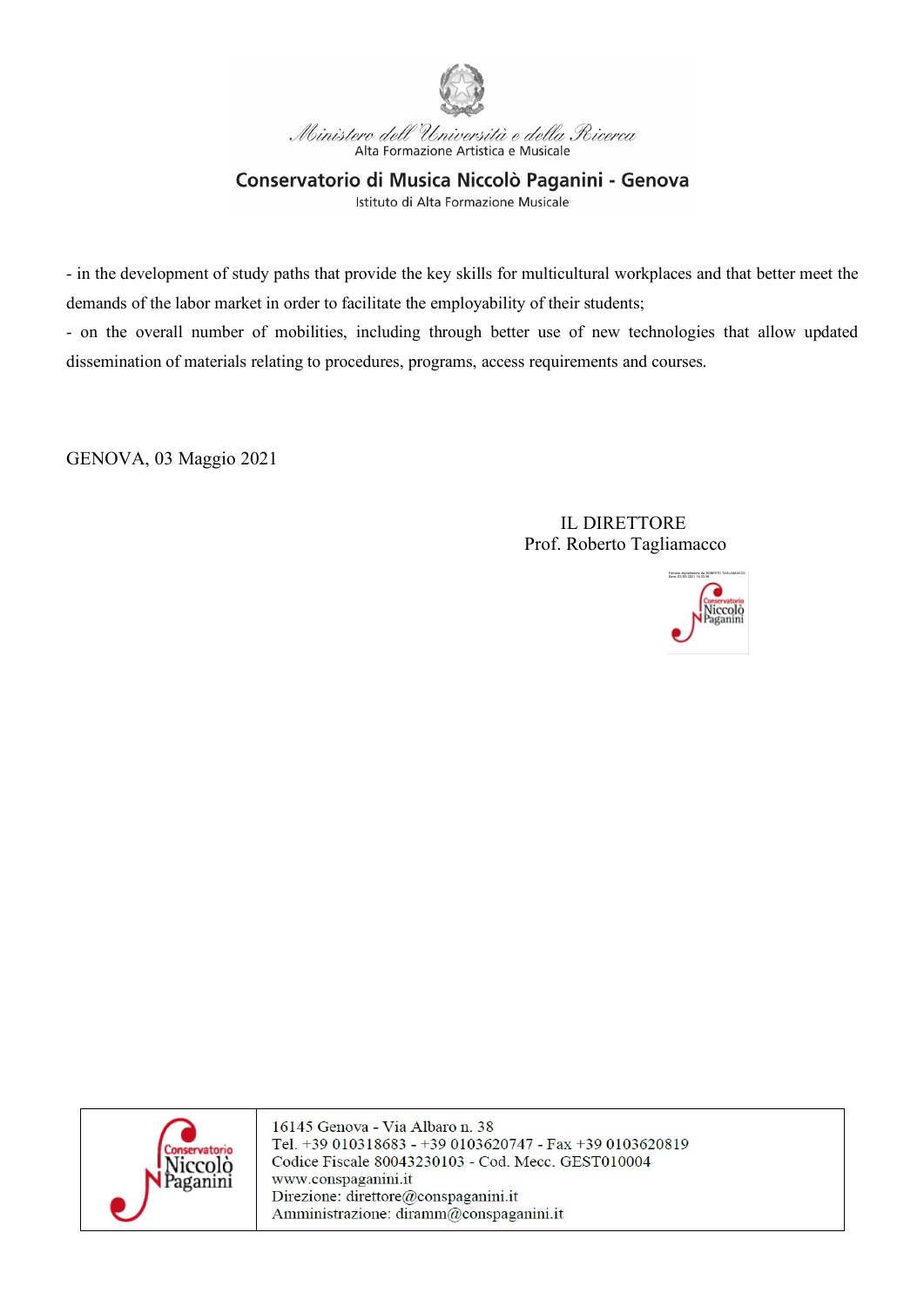- in the development of study paths that provide the key skills for multicultural workplaces and that better meet the demands of the labor market in order to facilitate the employability of their students;
- on the overall number of mobilities, including through better use of new technologies that allow updated dissemination of materials relating to procedures, programs, access requirements and courses.

GENOVA, 03 Maggio 2021

IL DIRETTORE
Prof. Roberto Tagliamacco